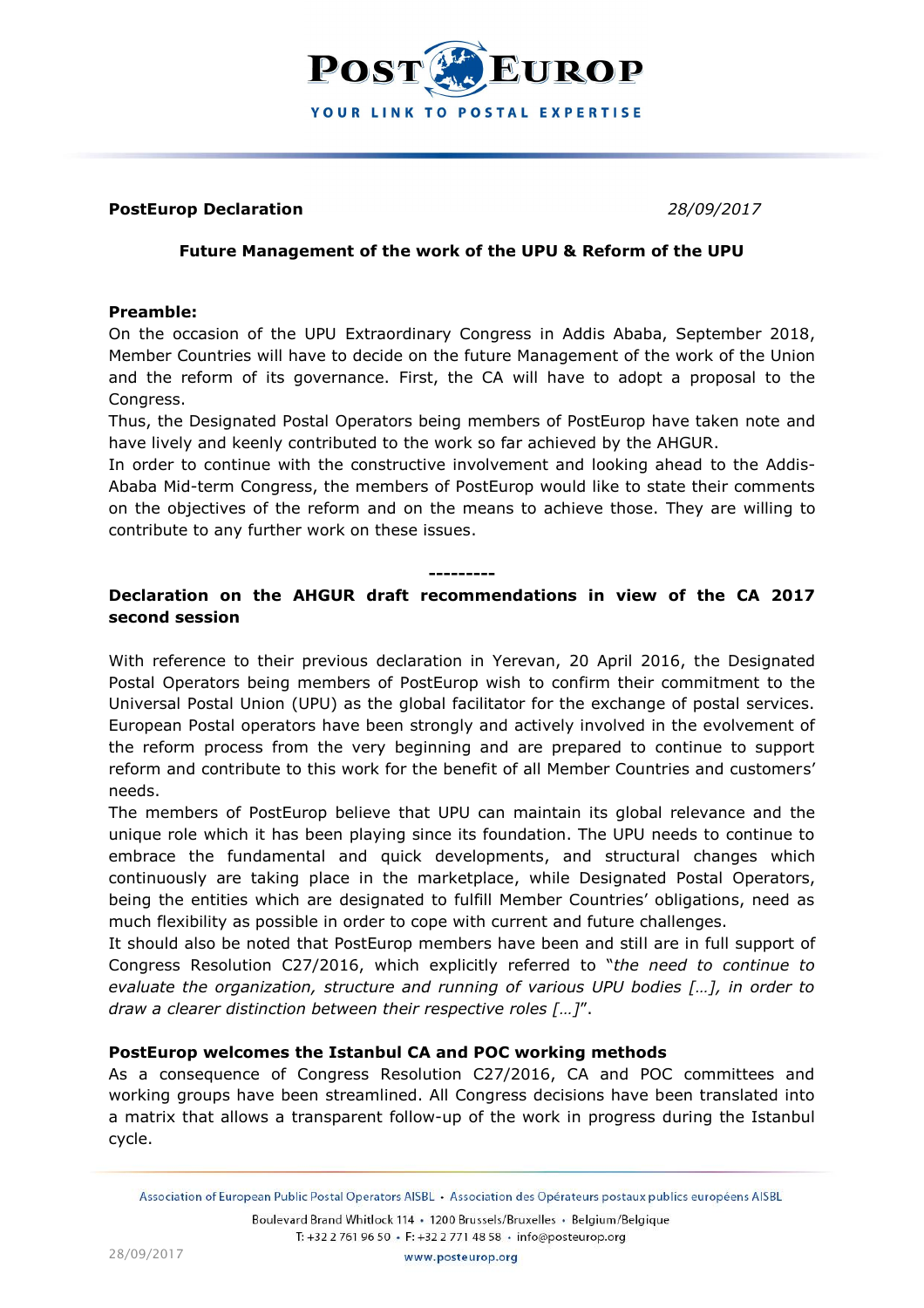**PostEurop Declaration** *28/09/2017*

**Future Management of the work of the UPU & Reform of the UPU**

**Preamble:**

On the occasion of the UPU Extraordinary Congress in Addis Ababa, September 2018, Member Countries will have to decide on the future Management of the work of the Union and the reform of its governance. First, the CA will have to adopt a proposal to the Congress.

Thus, the Designated Postal Operators being members of PostEurop have taken note and have lively and keenly contributed to the work so far achieved by the AHGUR.

In order to continue with the constructive involvement and looking ahead to the Addis-Ababa Mid-term Congress, the members of PostEurop would like to state their comments on the objectives of the reform and on the means to achieve those. They are willing to contribute to any further work on these issues.

---------

**Declaration on the AHGUR draft recommendations in view of the CA 2017 second session**

With reference to their previous declaration in Yerevan, 20 April 2016, the Designated Postal Operators being members of PostEurop wish to confirm their commitment to the Universal Postal Union (UPU) as the global facilitator for the exchange of postal services. European Postal operators have been strongly and actively involved in the evolvement of the reform process from the very beginning and are prepared to continue to support reform and contribute to this work for the benefit of all Member Countries and customers' needs.

The members of PostEurop believe that UPU can maintain its global relevance and the unique role which it has been playing since its foundation. The UPU needs to continue to embrace the fundamental and quick developments, and structural changes which continuously are taking place in the marketplace, while Designated Postal Operators, being the entities which are designated to fulfill Member Countries' obligations, need as much flexibility as possible in order to cope with current and future challenges.

It should also be noted that PostEurop members have been and still are in full support of Congress Resolution C27/2016, which explicitly referred to "*the need to continue to evaluate the organization, structure and running of various UPU bodies […], in order to draw a clearer distinction between their respective roles […]*".

**PostEurop welcomes the Istanbul CA and POC working methods**

As a consequence of Congress Resolution C27/2016, CA and POC committees and working groups have been streamlined. All Congress decisions have been translated into a matrix that allows a transparent follow-up of the work in progress during the Istanbul cycle.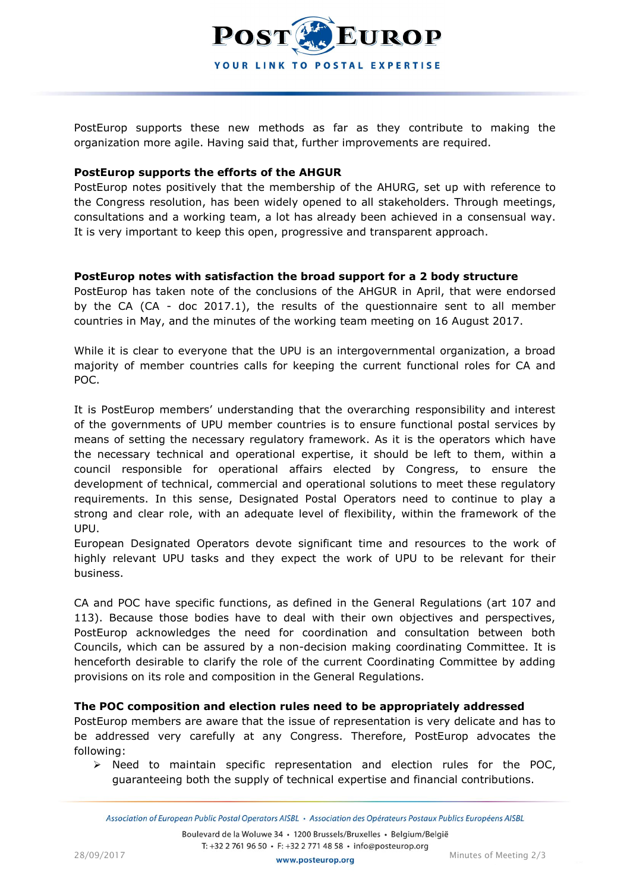PostEurop supports these new methods as far as they contribute to making the organization more agile. Having said that, further improvements are required.

**PostEurop supports the efforts of the AHGUR**

PostEurop notes positively that the membership of the AHURG, set up with reference to the Congress resolution, has been widely opened to all stakeholders. Through meetings, consultations and a working team, a lot has already been achieved in a consensual way. It is very important to keep this open, progressive and transparent approach.

**PostEurop notes with satisfaction the broad support for a 2 body structure**

PostEurop has taken note of the conclusions of the AHGUR in April, that were endorsed by the CA (CA - doc 2017.1), the results of the questionnaire sent to all member countries in May, and the minutes of the working team meeting on 16 August 2017.

While it is clear to everyone that the UPU is an intergovernmental organization, a broad majority of member countries calls for keeping the current functional roles for CA and POC.

It is PostEurop members' understanding that the overarching responsibility and interest of the governments of UPU member countries is to ensure functional postal services by means of setting the necessary regulatory framework. As it is the operators which have the necessary technical and operational expertise, it should be left to them, within a council responsible for operational affairs elected by Congress, to ensure the development of technical, commercial and operational solutions to meet these regulatory requirements. In this sense, Designated Postal Operators need to continue to play a strong and clear role, with an adequate level of flexibility, within the framework of the UPU.

European Designated Operators devote significant time and resources to the work of highly relevant UPU tasks and they expect the work of UPU to be relevant for their business.

CA and POC have specific functions, as defined in the General Regulations (art 107 and 113). Because those bodies have to deal with their own objectives and perspectives, PostEurop acknowledges the need for coordination and consultation between both Councils, which can be assured by a non-decision making coordinating Committee. It is henceforth desirable to clarify the role of the current Coordinating Committee by adding provisions on its role and composition in the General Regulations.

**The POC composition and election rules need to be appropriately addressed**

PostEurop members are aware that the issue of representation is very delicate and has to be addressed very carefully at any Congress. Therefore, PostEurop advocates the following:

- Need to maintain specific representation and election rules for the POC, guaranteeing both the supply of technical expertise and financial contributions.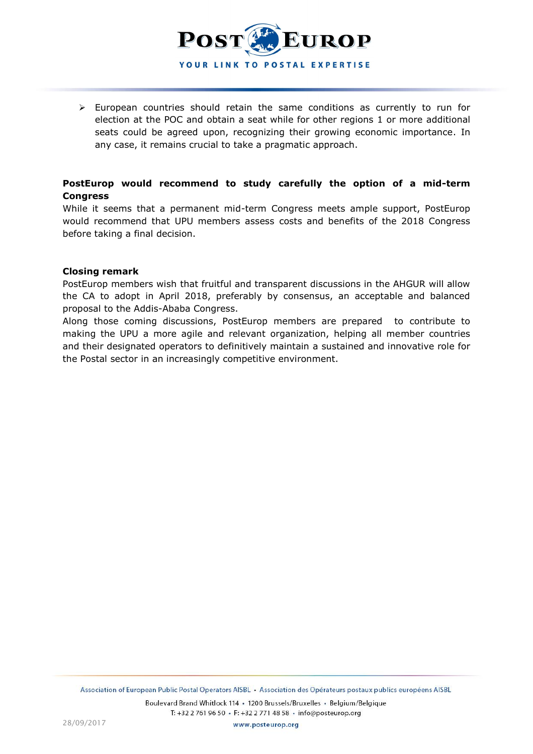- European countries should retain the same conditions as currently to run for election at the POC and obtain a seat while for other regions 1 or more additional seats could be agreed upon, recognizing their growing economic importance. In any case, it remains crucial to take a pragmatic approach.

**PostEurop would recommend to study carefully the option of a mid-term Congress**

While it seems that a permanent mid-term Congress meets ample support, PostEurop would recommend that UPU members assess costs and benefits of the 2018 Congress before taking a final decision.

**Closing remark**

PostEurop members wish that fruitful and transparent discussions in the AHGUR will allow the CA to adopt in April 2018, preferably by consensus, an acceptable and balanced proposal to the Addis-Ababa Congress.

Along those coming discussions, PostEurop members are prepared to contribute to making the UPU a more agile and relevant organization, helping all member countries and their designated operators to definitively maintain a sustained and innovative role for the Postal sector in an increasingly competitive environment.